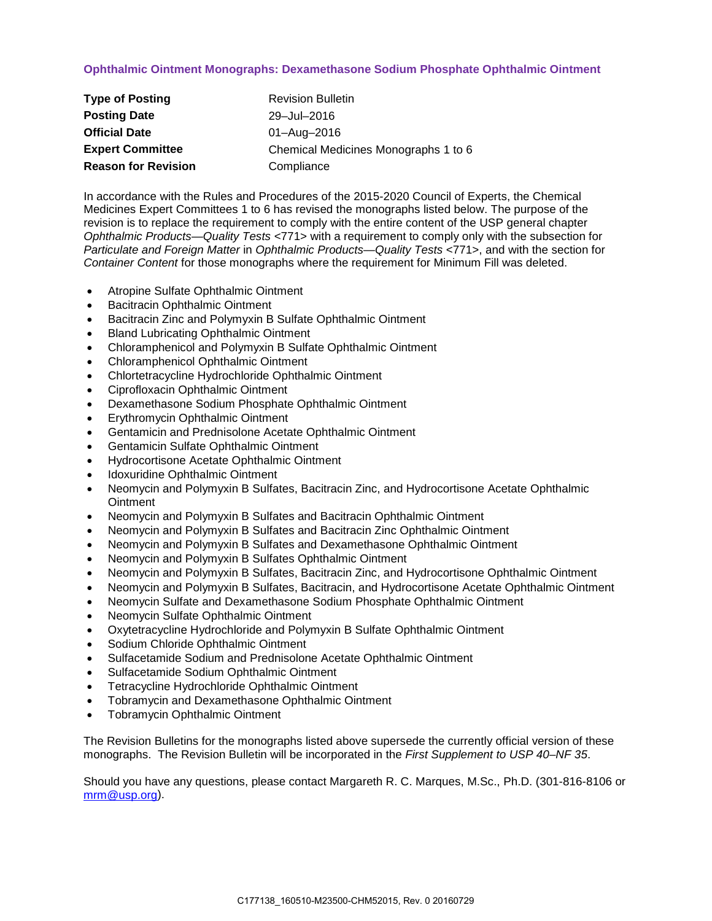## Ophthalmic Ointment Monographs: Dexamethasone Sodium Phosphate Ophthalmic Ointment

| | |
|---|---|
| **Type of Posting** | Revision Bulletin |
| **Posting Date** | 29–Jul–2016 |
| **Official Date** | 01–Aug–2016 |
| **Expert Committee** | Chemical Medicines Monographs 1 to 6 |
| **Reason for Revision** | Compliance |

In accordance with the Rules and Procedures of the 2015-2020 Council of Experts, the Chemical Medicines Expert Committees 1 to 6 has revised the monographs listed below. The purpose of the revision is to replace the requirement to comply with the entire content of the USP general chapter *Ophthalmic Products—Quality Tests* <771> with a requirement to comply only with the subsection for *Particulate and Foreign Matter* in *Ophthalmic Products—Quality Tests* <771>, and with the section for *Container Content* for those monographs where the requirement for Minimum Fill was deleted.

- Atropine Sulfate Ophthalmic Ointment
- Bacitracin Ophthalmic Ointment
- Bacitracin Zinc and Polymyxin B Sulfate Ophthalmic Ointment
- Bland Lubricating Ophthalmic Ointment
- Chloramphenicol and Polymyxin B Sulfate Ophthalmic Ointment
- Chloramphenicol Ophthalmic Ointment
- Chlortetracycline Hydrochloride Ophthalmic Ointment
- Ciprofloxacin Ophthalmic Ointment
- Dexamethasone Sodium Phosphate Ophthalmic Ointment
- Erythromycin Ophthalmic Ointment
- Gentamicin and Prednisolone Acetate Ophthalmic Ointment
- Gentamicin Sulfate Ophthalmic Ointment
- Hydrocortisone Acetate Ophthalmic Ointment
- Idoxuridine Ophthalmic Ointment
- Neomycin and Polymyxin B Sulfates, Bacitracin Zinc, and Hydrocortisone Acetate Ophthalmic Ointment
- Neomycin and Polymyxin B Sulfates and Bacitracin Ophthalmic Ointment
- Neomycin and Polymyxin B Sulfates and Bacitracin Zinc Ophthalmic Ointment
- Neomycin and Polymyxin B Sulfates and Dexamethasone Ophthalmic Ointment
- Neomycin and Polymyxin B Sulfates Ophthalmic Ointment
- Neomycin and Polymyxin B Sulfates, Bacitracin Zinc, and Hydrocortisone Ophthalmic Ointment
- Neomycin and Polymyxin B Sulfates, Bacitracin, and Hydrocortisone Acetate Ophthalmic Ointment
- Neomycin Sulfate and Dexamethasone Sodium Phosphate Ophthalmic Ointment
- Neomycin Sulfate Ophthalmic Ointment
- Oxytetracycline Hydrochloride and Polymyxin B Sulfate Ophthalmic Ointment
- Sodium Chloride Ophthalmic Ointment
- Sulfacetamide Sodium and Prednisolone Acetate Ophthalmic Ointment
- Sulfacetamide Sodium Ophthalmic Ointment
- Tetracycline Hydrochloride Ophthalmic Ointment
- Tobramycin and Dexamethasone Ophthalmic Ointment
- Tobramycin Ophthalmic Ointment

The Revision Bulletins for the monographs listed above supersede the currently official version of these monographs. The Revision Bulletin will be incorporated in the *First Supplement to USP 40–NF 35*.

Should you have any questions, please contact Margareth R. C. Marques, M.Sc., Ph.D. (301-816-8106 or mrm@usp.org).

C177138_160510-M23500-CHM52015, Rev. 0 20160729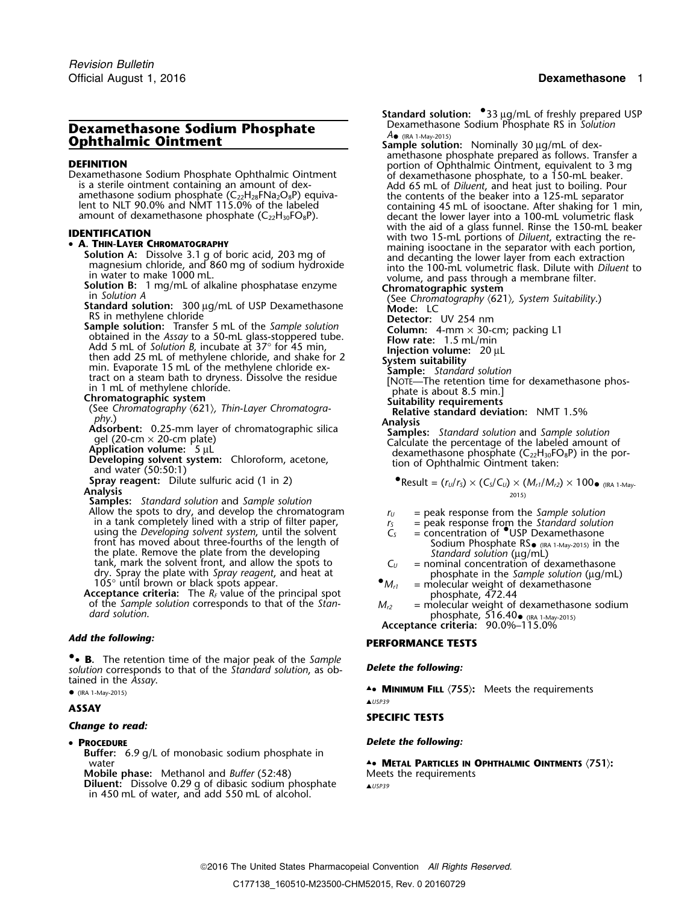# Dexamethasone Sodium Phosphate Ophthalmic Ointment

## DEFINITION

Dexamethasone Sodium Phosphate Ophthalmic Ointment is a sterile ointment containing an amount of dexamethasone sodium phosphate ($C_{22}H_{28}FNa_2O_8P$) equivalent to NLT 90.0% and NMT 115.0% of the labeled amount of dexamethasone phosphate ($C_{22}H_{30}FO_8P$).

## IDENTIFICATION

- **A. Thin-Layer Chromatography**

  **Solution A:** Dissolve 3.1 g of boric acid, 203 mg of magnesium chloride, and 860 mg of sodium hydroxide in water to make 1000 mL.

  **Solution B:** 1 mg/mL of alkaline phosphatase enzyme in *Solution A*

  **Standard solution:** 300 µg/mL of USP Dexamethasone RS in methylene chloride

  **Sample solution:** Transfer 5 mL of the *Sample solution* obtained in the *Assay* to a 50-mL glass-stoppered tube. Add 5 mL of *Solution B*, incubate at 37° for 45 min, then add 25 mL of methylene chloride, and shake for 2 min. Evaporate 15 mL of the methylene chloride extract on a steam bath to dryness. Dissolve the residue in 1 mL of methylene chloride.

  **Chromatographic system**

  (See *Chromatography* ⟨621⟩, *Thin-Layer Chromatography*.)

  **Adsorbent:** 0.25-mm layer of chromatographic silica gel (20-cm × 20-cm plate)

  **Application volume:** 5 µL

  **Developing solvent system:** Chloroform, acetone, and water (50:50:1)

  **Spray reagent:** Dilute sulfuric acid (1 in 2)

  **Analysis**

  **Samples:** *Standard solution* and *Sample solution*

  Allow the spots to dry, and develop the chromatogram in a tank completely lined with a strip of filter paper, using the *Developing solvent system*, until the solvent front has moved about three-fourths of the length of the plate. Remove the plate from the developing tank, mark the solvent front, and allow the spots to dry. Spray the plate with *Spray reagent*, and heat at 105° until brown or black spots appear.

  **Acceptance criteria:** The $R_F$ value of the principal spot of the *Sample solution* corresponds to that of the *Standard solution*.

***Add the following:***

•• **B.** The retention time of the major peak of the *Sample solution* corresponds to that of the *Standard solution*, as obtained in the *Assay*.

• (IRA 1-May-2015)

## ASSAY

***Change to read:***

- **Procedure**

  **Buffer:** 6.9 g/L of monobasic sodium phosphate in water

  **Mobile phase:** Methanol and *Buffer* (52:48)

  **Diluent:** Dissolve 0.29 g of dibasic sodium phosphate in 450 mL of water, and add 550 mL of alcohol.

  **Standard solution:** •33 µg/mL of freshly prepared USP Dexamethasone Sodium Phosphate RS in *Solution A*• (IRA 1-May-2015)

  **Sample solution:** Nominally 30 µg/mL of dexamethasone phosphate prepared as follows. Transfer a portion of Ophthalmic Ointment, equivalent to 3 mg of dexamethasone phosphate, to a 150-mL beaker. Add 65 mL of *Diluent*, and heat just to boiling. Pour the contents of the beaker into a 125-mL separator containing 45 mL of isooctane. After shaking for 1 min, decant the lower layer into a 100-mL volumetric flask with the aid of a glass funnel. Rinse the 150-mL beaker with two 15-mL portions of *Diluent*, extracting the remaining isooctane in the separator with each portion, and decanting the lower layer from each extraction into the 100-mL volumetric flask. Dilute with *Diluent* to volume, and pass through a membrane filter.

  **Chromatographic system**

  (See *Chromatography* ⟨621⟩, *System Suitability*.)

  **Mode:** LC

  **Detector:** UV 254 nm

  **Column:** 4-mm × 30-cm; packing L1

  **Flow rate:** 1.5 mL/min

  **Injection volume:** 20 µL

  **System suitability**

  **Sample:** *Standard solution*

  [Note—The retention time for dexamethasone phosphate is about 8.5 min.]

  **Suitability requirements**

  **Relative standard deviation:** NMT 1.5%

  **Analysis**

  **Samples:** *Standard solution* and *Sample solution*

  Calculate the percentage of the labeled amount of dexamethasone phosphate ($C_{22}H_{30}FO_8P$) in the portion of Ophthalmic Ointment taken:

  $$\bullet\text{Result} = (r_U/r_S) \times (C_S/C_U) \times (M_{r1}/M_{r2}) \times 100\bullet \text{ (IRA 1-May-2015)}$$

  $r_U$ = peak response from the *Sample solution*

  $r_S$ = peak response from the *Standard solution*

  $C_S$ = concentration of •USP Dexamethasone Sodium Phosphate RS• (IRA 1-May-2015) in the *Standard solution* (µg/mL)

  $C_U$ = nominal concentration of dexamethasone phosphate in the *Sample solution* (µg/mL)

  •$M_{r1}$ = molecular weight of dexamethasone phosphate, 472.44

  $M_{r2}$ = molecular weight of dexamethasone sodium phosphate, 516.40• (IRA 1-May-2015)

  **Acceptance criteria:** 90.0%–115.0%

## PERFORMANCE TESTS

***Delete the following:***

▲• **Minimum Fill** ⟨755⟩: Meets the requirements

▲USP39

## SPECIFIC TESTS

***Delete the following:***

▲• **Metal Particles in Ophthalmic Ointments** ⟨751⟩: Meets the requirements

▲USP39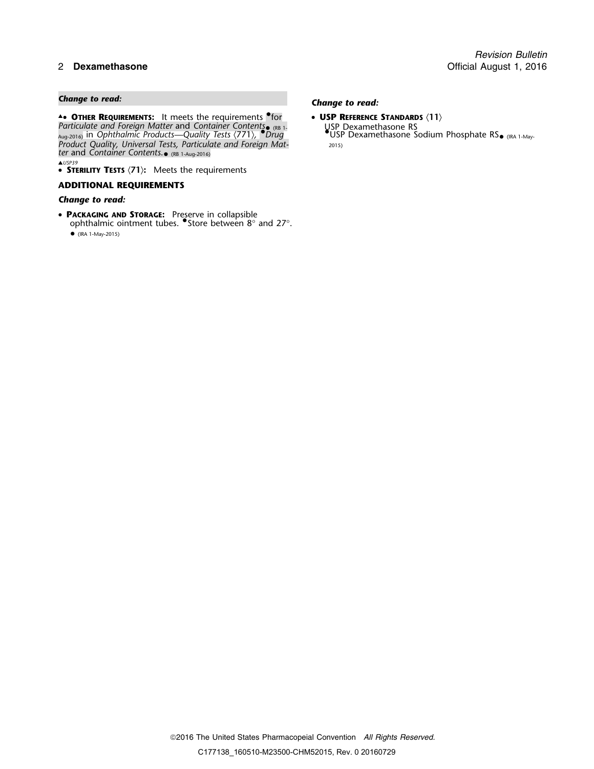*Change to read:*

▲• **Other Requirements:** It meets the requirements •for *Particulate and Foreign Matter* and *Container Contents*• (RB 1-Aug-2016) in *Ophthalmic Products—Quality Tests* ⟨771⟩, •*Drug Product Quality, Universal Tests, Particulate and Foreign Matter* and *Container Contents*.• (RB 1-Aug-2016)

▲*USP39*

- **Sterility Tests** ⟨71⟩**:** Meets the requirements

## ADDITIONAL REQUIREMENTS

*Change to read:*

- **Packaging and Storage:** Preserve in collapsible ophthalmic ointment tubes. •Store between 8° and 27°.
  • (IRA 1-May-2015)

*Change to read:*

- **USP Reference Standards** ⟨11⟩
  USP Dexamethasone RS
  •USP Dexamethasone Sodium Phosphate RS• (IRA 1-May-2015)

©2016 The United States Pharmacopeial Convention *All Rights Reserved.*

C177138_160510-M23500-CHM52015, Rev. 0 20160729